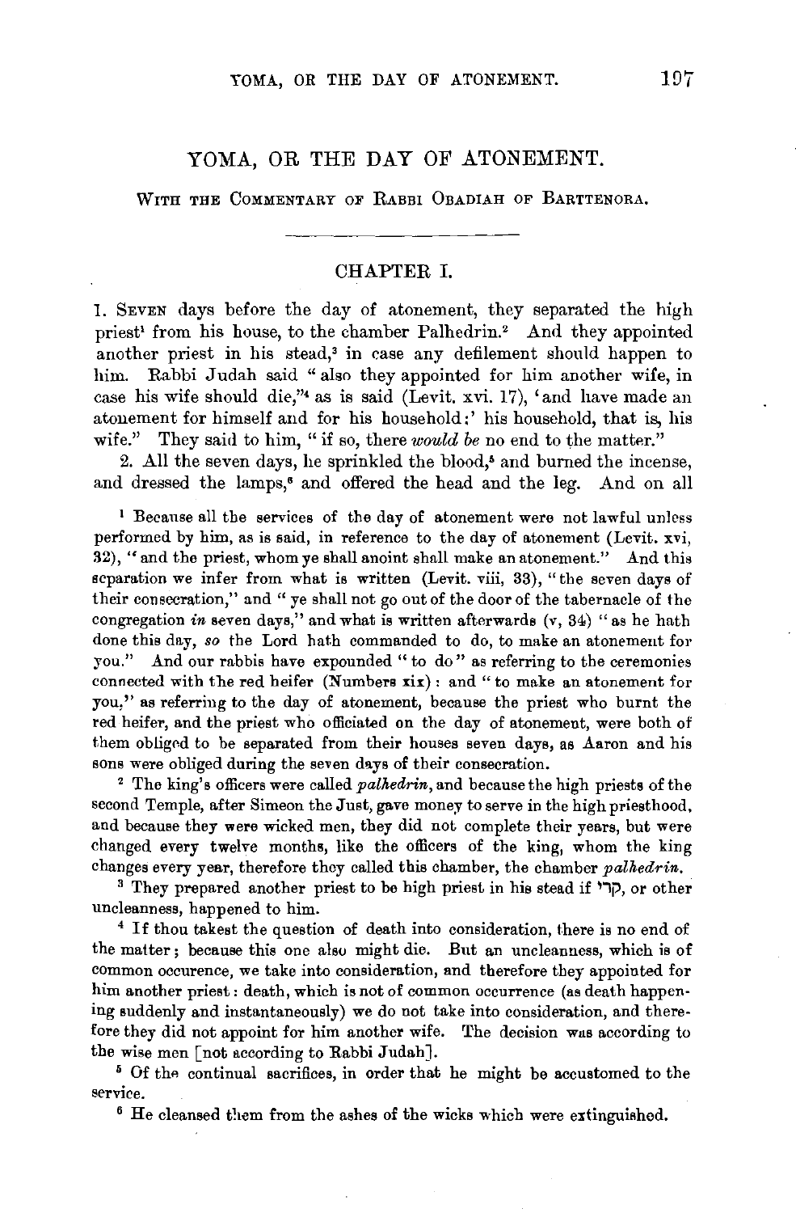# YOMA, OR THE DAY OF ATONEMENT.

WITH THE COMMENTARY OF RABBI OBADIAH OF BARTTENORA.

## CHAPTER I.

1. SEVEN days before the day of atonement, they separated the high priest[1] from his house, to the chamber Palhedrin.[2] And they appointed another priest in his stead,[3] in case any defilement should happen to him. Rabbi Judah said "also they appointed for him another wife, in case his wife should die,"[4] as is said (Levit. xvi. 17), 'and have made an atonement for himself and for his household:' his household, that is, his wife." They said to him, "if so, there *would be* no end to the matter."

2. All the seven days, he sprinkled the blood,[5] and burned the incense, and dressed the lamps,[6] and offered the head and the leg. And on all

[1] Because all the services of the day of atonement were not lawful unless performed by him, as is said, in reference to the day of atonement (Levit. xvi, 32), "and the priest, whom ye shall anoint shall make an atonement." And this separation we infer from what is written (Levit. viii, 33), "the seven days of their consecration," and "ye shall not go out of the door of the tabernacle of the congregation *in* seven days," and what is written afterwards (v, 34) "as he hath done this day, *so* the Lord hath commanded to do, to make an atonement for you." And our rabbis have expounded "to do" as referring to the ceremonies connected with the red heifer (Numbers xix): and "to make an atonement for you," as referring to the day of atonement, because the priest who burnt the red heifer, and the priest who officiated on the day of atonement, were both of them obliged to be separated from their houses seven days, as Aaron and his sons were obliged during the seven days of their consecration.

[2] The king's officers were called *palhedrin*, and because the high priests of the second Temple, after Simeon the Just, gave money to serve in the high priesthood, and because they were wicked men, they did not complete their years, but were changed every twelve months, like the officers of the king, whom the king changes every year, therefore they called this chamber, the chamber *palhedrin*.

[3] They prepared another priest to be high priest in his stead if קרי, or other uncleanness, happened to him.

[4] If thou takest the question of death into consideration, there is no end of the matter; because this one also might die. But an uncleanness, which is of common occurence, we take into consideration, and therefore they appointed for him another priest: death, which is not of common occurrence (as death happening suddenly and instantaneously) we do not take into consideration, and therefore they did not appoint for him another wife. The decision was according to the wise men [not according to Rabbi Judah].

[5] Of the continual sacrifices, in order that he might be accustomed to the service.

[6] He cleansed them from the ashes of the wicks which were extinguished.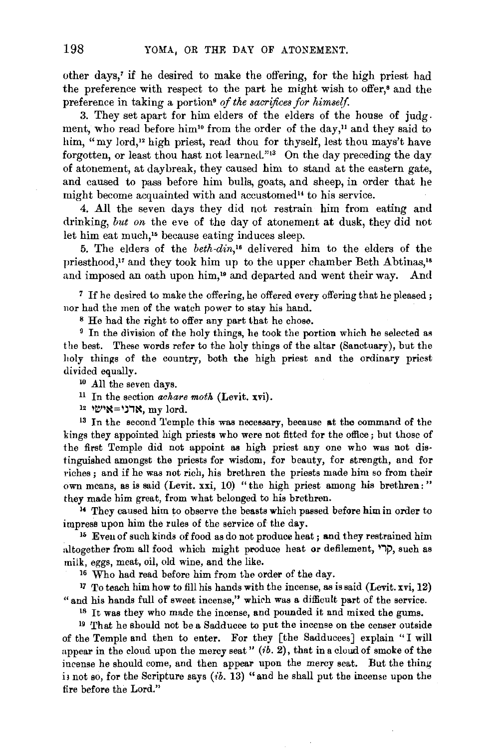other days,[7] if he desired to make the offering, for the high priest had the preference with respect to the part he might wish to offer,[8] and the preference in taking a portion[9] *of the sacrifices for himself.*

3. They set apart for him elders of the elders of the house of judgment, who read before him[10] from the order of the day,[11] and they said to him, "my lord,[12] high priest, read thou for thyself, lest thou mays't have forgotten, or least thou hast not learned."[13] On the day preceding the day of atonement, at daybreak, they caused him to stand at the eastern gate, and caused to pass before him bulls, goats, and sheep, in order that he might become acquainted with and accustomed[14] to his service.

4. All the seven days they did not restrain him from eating and drinking, *but on* the eve of the day of atonement at dusk, they did not let him eat much,[15] because eating induces sleep.

5. The elders of the *beth-din,*[16] delivered him to the elders of the priesthood,[17] and they took him up to the upper chamber Beth Abtinas,[18] and imposed an oath upon him,[19] and departed and went their way. And

---

[7] If he desired to make the offering, he offered every offering that he pleased; nor had the men of the watch power to stay his hand.

[8] He had the right to offer any part that he chose.

[9] In the division of the holy things, he took the portion which he selected as the best. These words refer to the holy things of the altar (Sanctuary), but the holy things of the country, both the high priest and the ordinary priest divided equally.

[10] All the seven days.

[11] In the section *achare moth* (Levit. xvi).

[12] אדני=אישי, my lord.

[13] In the second Temple this was necessary, because at the command of the kings they appointed high priests who were not fitted for the office; but those of the first Temple did not appoint as high priest any one who was not distinguished amongst the priests for wisdom, for beauty, for strength, and for riches; and if he was not rich, his brethren the priests made him so from their own means, as is said (Levit. xxi, 10) "the high priest among his brethren:" they made him great, from what belonged to his brethren.

[14] They caused him to observe the beasts which passed before him in order to impress upon him the rules of the service of the day.

[15] Even of such kinds of food as do not produce heat; and they restrained him altogether from all food which might produce heat or defilement, קרי, such as milk, eggs, meat, oil, old wine, and the like.

[16] Who had read before him from the order of the day.

[17] To teach him how to fill his hands with the incense, as is said (Levit. xvi, 12) "and his hands full of sweet incense," which was a difficult part of the service.

[18] It was they who made the incense, and pounded it and mixed the gums.

[19] That he should not be a Sadducee to put the incense on the censer outside of the Temple and then to enter. For they [the Sadducees] explain "I will appear in the cloud upon the mercy seat" (*ib.* 2), that in a cloud of smoke of the incense he should come, and then appear upon the mercy seat. But the thing is not so, for the Scripture says (*ib.* 13) "and he shall put the incense upon the fire before the Lord."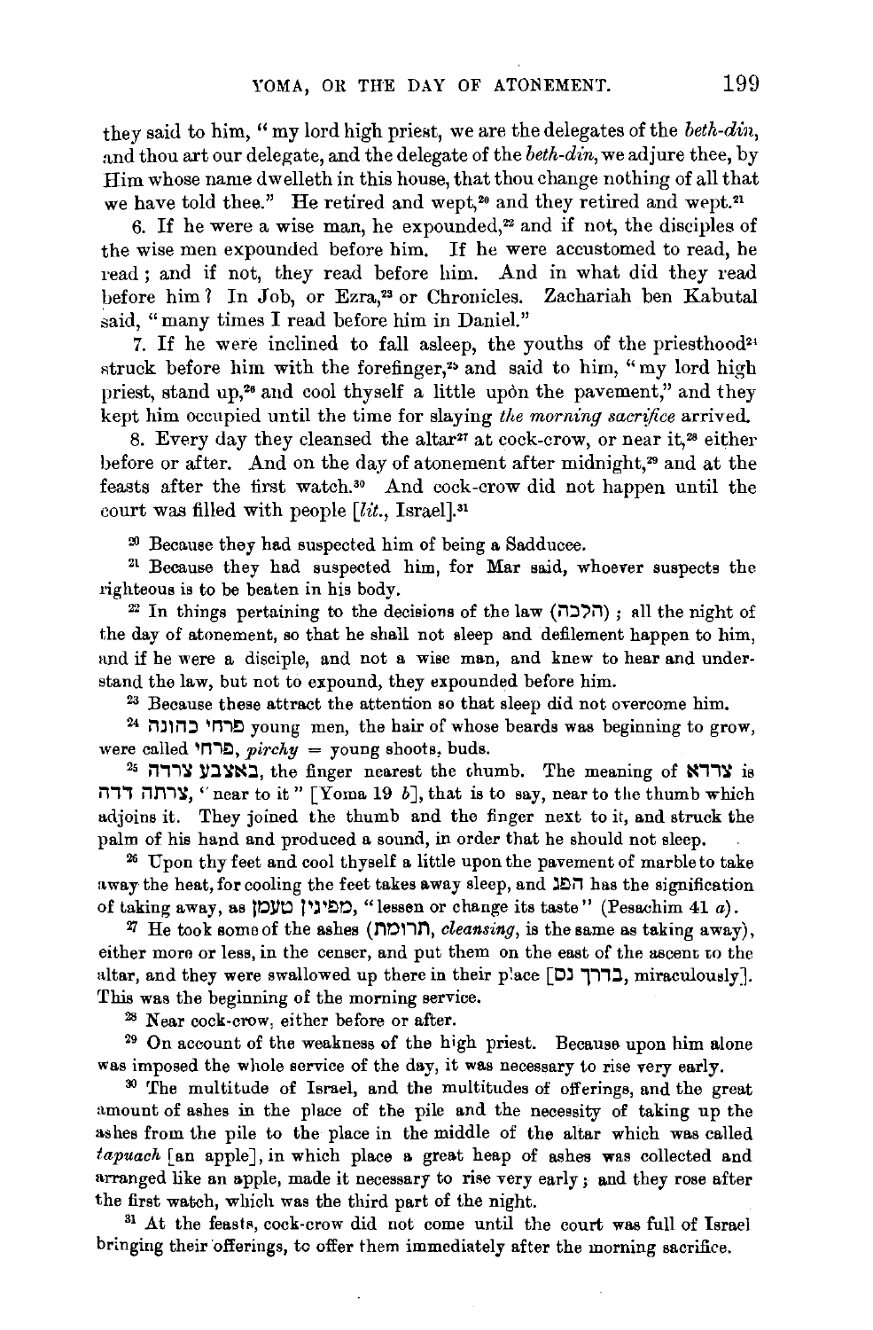they said to him, "my lord high priest, we are the delegates of the *beth-din*, and thou art our delegate, and the delegate of the *beth-din*, we adjure thee, by Him whose name dwelleth in this house, that thou change nothing of all that we have told thee." He retired and wept,[20] and they retired and wept.[21]

6. If he were a wise man, he expounded,[22] and if not, the disciples of the wise men expounded before him. If he were accustomed to read, he read; and if not, they read before him. And in what did they read before him? In Job, or Ezra,[23] or Chronicles. Zachariah ben Kabutal said, "many times I read before him in Daniel."

7. If he were inclined to fall asleep, the youths of the priesthood[24] struck before him with the forefinger,[25] and said to him, "my lord high priest, stand up,[26] and cool thyself a little upon the pavement," and they kept him occupied until the time for slaying *the morning sacrifice* arrived.

8. Every day they cleansed the altar[27] at cock-crow, or near it,[28] either before or after. And on the day of atonement after midnight,[29] and at the feasts after the first watch.[30] And cock-crow did not happen until the court was filled with people [*lit.*, Israel].[31]

[20] Because they had suspected him of being a Sadducee.

[21] Because they had suspected him, for Mar said, whoever suspects the righteous is to be beaten in his body.

[22] In things pertaining to the decisions of the law (הלכה); all the night of the day of atonement, so that he shall not sleep and defilement happen to him, and if he were a disciple, and not a wise man, and knew to hear and understand the law, but not to expound, they expounded before him.

[23] Because these attract the attention so that sleep did not overcome him.

[24] פרחי כהונה young men, the hair of whose beards was beginning to grow, were called פרחי, *pirchy* = young shoots, buds.

[25] באצבע צרדה, the finger nearest the thumb. The meaning of צרדא is צרתה דדה, "near to it" [Yoma 19 *b*], that is to say, near to the thumb which adjoins it. They joined the thumb and the finger next to it, and struck the palm of his hand and produced a sound, in order that he should not sleep.

[26] Upon thy feet and cool thyself a little upon the pavement of marble to take away the heat, for cooling the feet takes away sleep, and הפג has the signification of taking away, as מפיגין טעמן, "lessen or change its taste" (Pesachim 41 *a*).

[27] He took some of the ashes (תרומת, *cleansing*, is the same as taking away), either more or less, in the censer, and put them on the east of the ascent to the altar, and they were swallowed up there in their place [בדרך נס, miraculously]. This was the beginning of the morning service.

[28] Near cock-crow, either before or after.

[29] On account of the weakness of the high priest. Because upon him alone was imposed the whole service of the day, it was necessary to rise very early.

[30] The multitude of Israel, and the multitudes of offerings, and the great amount of ashes in the place of the pile and the necessity of taking up the ashes from the pile to the place in the middle of the altar which was called *tapuach* [an apple], in which place a great heap of ashes was collected and arranged like an apple, made it necessary to rise very early; and they rose after the first watch, which was the third part of the night.

[31] At the feasts, cock-crow did not come until the court was full of Israel bringing their offerings, to offer them immediately after the morning sacrifice.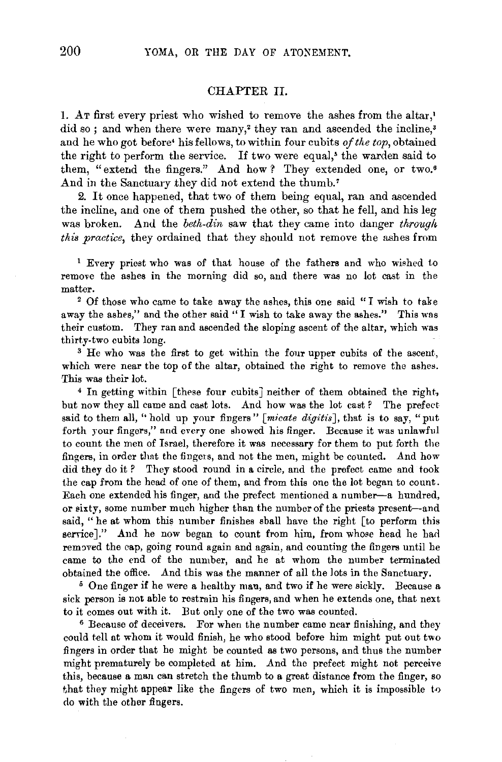## CHAPTER II.

1. At first every priest who wished to remove the ashes from the altar,[1] did so; and when there were many,[2] they ran and ascended the incline,[3] and he who got before[4] his fellows, to within four cubits *of the top*, obtained the right to perform the service. If two were equal,[5] the warden said to them, "extend the fingers." And how? They extended one, or two.[6] And in the Sanctuary they did not extend the thumb.[7]

2. It once happened, that two of them being equal, ran and ascended the incline, and one of them pushed the other, so that he fell, and his leg was broken. And the *beth-din* saw that they came into danger *through this practice*, they ordained that they should not remove the ashes from

---

[1] Every priest who was of that house of the fathers and who wished to remove the ashes in the morning did so, and there was no lot cast in the matter.

[2] Of those who came to take away the ashes, this one said "I wish to take away the ashes," and the other said "I wish to take away the ashes." This was their custom. They ran and ascended the sloping ascent of the altar, which was thirty-two cubits long.

[3] He who was the first to get within the four upper cubits of the ascent, which were near the top of the altar, obtained the right to remove the ashes. This was their lot.

[4] In getting within [these four cubits] neither of them obtained the right, but now they all came and cast lots. And how was the lot cast? The prefect said to them all, "hold up your fingers" [*micate digitis*], that is to say, "put forth your fingers," and every one showed his finger. Because it was unlawful to count the men of Israel, therefore it was necessary for them to put forth the fingers, in order that the fingers, and not the men, might be counted. And how did they do it? They stood round in a circle, and the prefect came and took the cap from the head of one of them, and from this one the lot began to count. Each one extended his finger, and the prefect mentioned a number—a hundred, or sixty, some number much higher than the number of the priests present—and said, "he at whom this number finishes shall have the right [to perform this service]." And he now began to count from him, from whose head he had removed the cap, going round again and again, and counting the fingers until he came to the end of the number, and he at whom the number terminated obtained the office. And this was the manner of all the lots in the Sanctuary.

[5] One finger if he were a healthy man, and two if he were sickly. Because a sick person is not able to restrain his fingers, and when he extends one, that next to it comes out with it. But only one of the two was counted.

[6] Because of deceivers. For when the number came near finishing, and they could tell at whom it would finish, he who stood before him might put out two fingers in order that he might be counted as two persons, and thus the number might prematurely be completed at him. And the prefect might not perceive this, because a man can stretch the thumb to a great distance from the finger, so that they might appear like the fingers of two men, which it is impossible to do with the other fingers.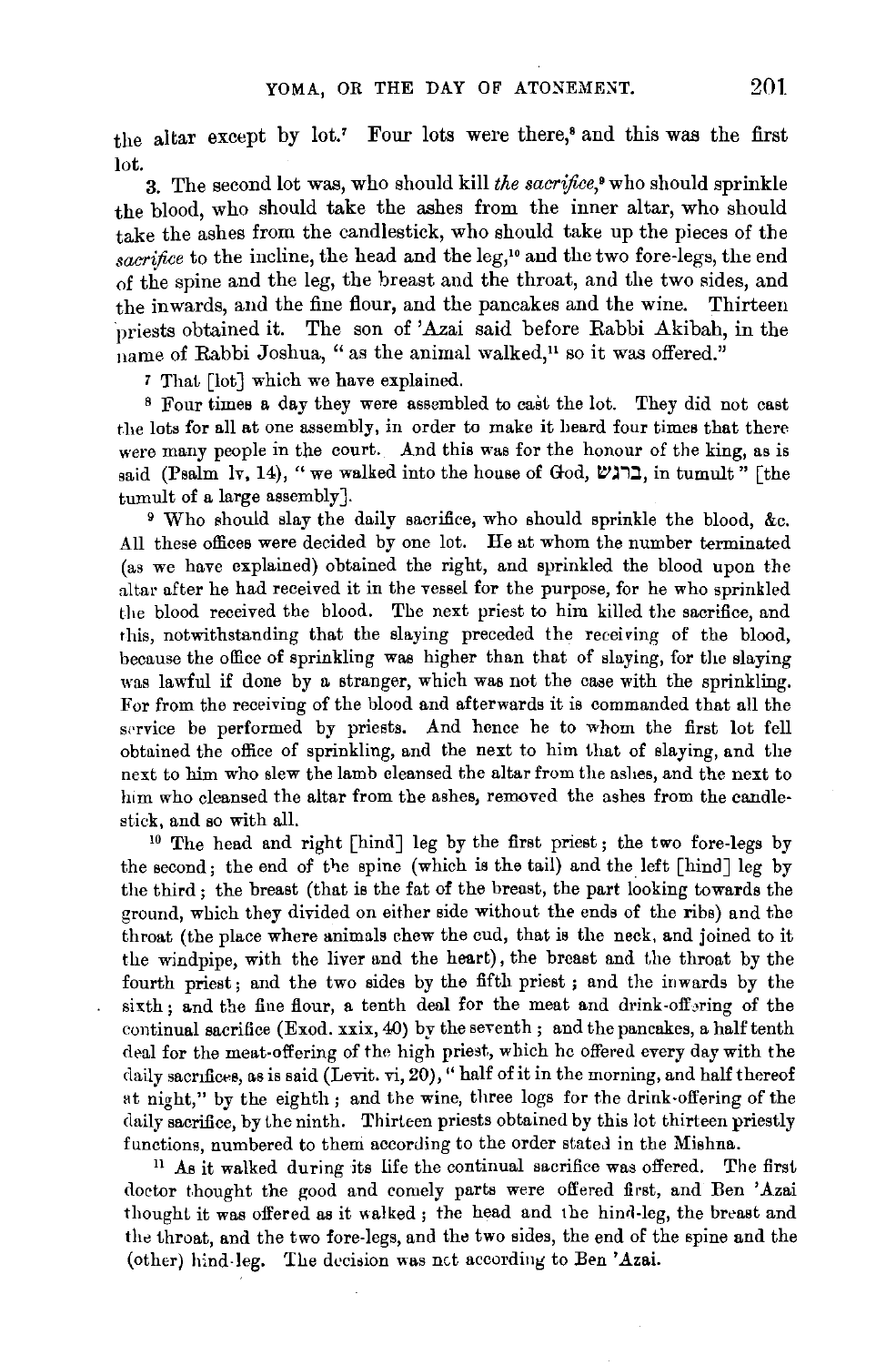the altar except by lot.[7] Four lots were there,[8] and this was the first lot.

3. The second lot was, who should kill *the sacrifice*,[9] who should sprinkle the blood, who should take the ashes from the inner altar, who should take the ashes from the candlestick, who should take up the pieces of the *sacrifice* to the incline, the head and the leg,[10] and the two fore-legs, the end of the spine and the leg, the breast and the throat, and the two sides, and the inwards, and the fine flour, and the pancakes and the wine. Thirteen priests obtained it. The son of 'Azai said before Rabbi Akibah, in the name of Rabbi Joshua, "as the animal walked,[11] so it was offered."

[7] That [lot] which we have explained.

[8] Four times a day they were assembled to cast the lot. They did not cast the lots for all at one assembly, in order to make it heard four times that there were many people in the court. And this was for the honour of the king, as is said (Psalm lv, 14), "we walked into the house of God, ברגש, in tumult" [the tumult of a large assembly].

[9] Who should slay the daily sacrifice, who should sprinkle the blood, &c. All these offices were decided by one lot. He at whom the number terminated (as we have explained) obtained the right, and sprinkled the blood upon the altar after he had received it in the vessel for the purpose, for he who sprinkled the blood received the blood. The next priest to him killed the sacrifice, and this, notwithstanding that the slaying preceded the receiving of the blood, because the office of sprinkling was higher than that of slaying, for the slaying was lawful if done by a stranger, which was not the case with the sprinkling. For from the receiving of the blood and afterwards it is commanded that all the service be performed by priests. And hence he to whom the first lot fell obtained the office of sprinkling, and the next to him that of slaying, and the next to him who slew the lamb cleansed the altar from the ashes, and the next to him who cleansed the altar from the ashes, removed the ashes from the candlestick, and so with all.

[10] The head and right [hind] leg by the first priest; the two fore-legs by the second; the end of the spine (which is the tail) and the left [hind] leg by the third; the breast (that is the fat of the breast, the part looking towards the ground, which they divided on either side without the ends of the ribs) and the throat (the place where animals chew the cud, that is the neck, and joined to it the windpipe, with the liver and the heart), the breast and the throat by the fourth priest; and the two sides by the fifth priest; and the inwards by the sixth; and the fine flour, a tenth deal for the meat and drink-offering of the continual sacrifice (Exod. xxix, 40) by the seventh; and the pancakes, a half tenth deal for the meat-offering of the high priest, which he offered every day with the daily sacrifices, as is said (Levit. vi, 20), "half of it in the morning, and half thereof at night," by the eighth; and the wine, three logs for the drink-offering of the daily sacrifice, by the ninth. Thirteen priests obtained by this lot thirteen priestly functions, numbered to them according to the order stated in the Mishna.

[11] As it walked during its life the continual sacrifice was offered. The first doctor thought the good and comely parts were offered first, and Ben 'Azai thought it was offered as it walked; the head and the hind-leg, the breast and the throat, and the two fore-legs, and the two sides, the end of the spine and the (other) hind-leg. The decision was not according to Ben 'Azai.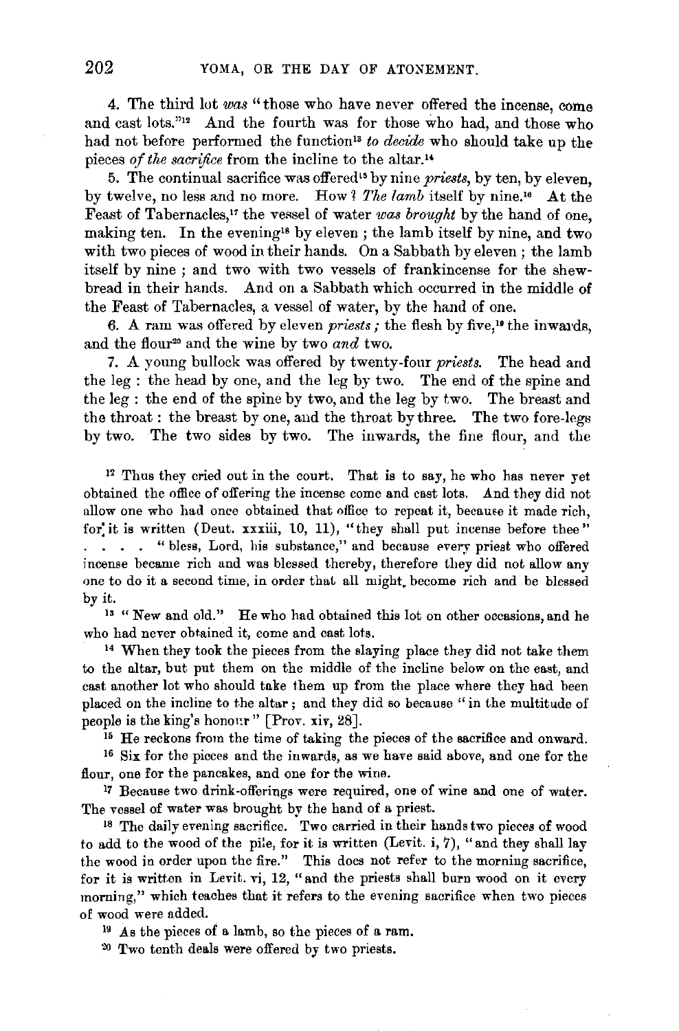4. The third lot *was* "those who have never offered the incense, come and cast lots."[12] And the fourth was for those who had, and those who had not before performed the function[13] *to decide* who should take up the pieces *of the sacrifice* from the incline to the altar.[14]

5. The continual sacrifice was offered[15] by nine *priests*, by ten, by eleven, by twelve, no less and no more. How? *The lamb* itself by nine.[16] At the Feast of Tabernacles,[17] the vessel of water *was brought* by the hand of one, making ten. In the evening[18] by eleven; the lamb itself by nine, and two with two pieces of wood in their hands. On a Sabbath by eleven; the lamb itself by nine; and two with two vessels of frankincense for the shewbread in their hands. And on a Sabbath which occurred in the middle of the Feast of Tabernacles, a vessel of water, by the hand of one.

6. A ram was offered by eleven *priests*; the flesh by five,[19] the inwards, and the flour[20] and the wine by two *and* two.

7. A young bullock was offered by twenty-four *priests*. The head and the leg: the head by one, and the leg by two. The end of the spine and the leg: the end of the spine by two, and the leg by two. The breast and the throat: the breast by one, and the throat by three. The two fore-legs by two. The two sides by two. The inwards, the fine flour, and the

---

[12] Thus they cried out in the court. That is to say, he who has never yet obtained the office of offering the incense come and cast lots. And they did not allow one who had once obtained that office to repeat it, because it made rich, for it is written (Deut. xxxiii, 10, 11), "they shall put incense before thee" . . . . "bless, Lord, his substance," and because every priest who offered incense became rich and was blessed thereby, therefore they did not allow any one to do it a second time, in order that all might become rich and be blessed by it.

[13] "New and old." He who had obtained this lot on other occasions, and he who had never obtained it, come and cast lots.

[14] When they took the pieces from the slaying place they did not take them to the altar, but put them on the middle of the incline below on the east, and cast another lot who should take them up from the place where they had been placed on the incline to the altar; and they did so because "in the multitude of people is the king's honour" [Prov. xiv, 28].

[15] He reckons from the time of taking the pieces of the sacrifice and onward.

[16] Six for the pieces and the inwards, as we have said above, and one for the flour, one for the pancakes, and one for the wine.

[17] Because two drink-offerings were required, one of wine and one of water. The vessel of water was brought by the hand of a priest.

[18] The daily evening sacrifice. Two carried in their hands two pieces of wood to add to the wood of the pile, for it is written (Levit. i, 7), "and they shall lay the wood in order upon the fire." This does not refer to the morning sacrifice, for it is written in Levit. vi, 12, "and the priests shall burn wood on it every morning," which teaches that it refers to the evening sacrifice when two pieces of wood were added.

[19] As the pieces of a lamb, so the pieces of a ram.

[20] Two tenth deals were offered by two priests.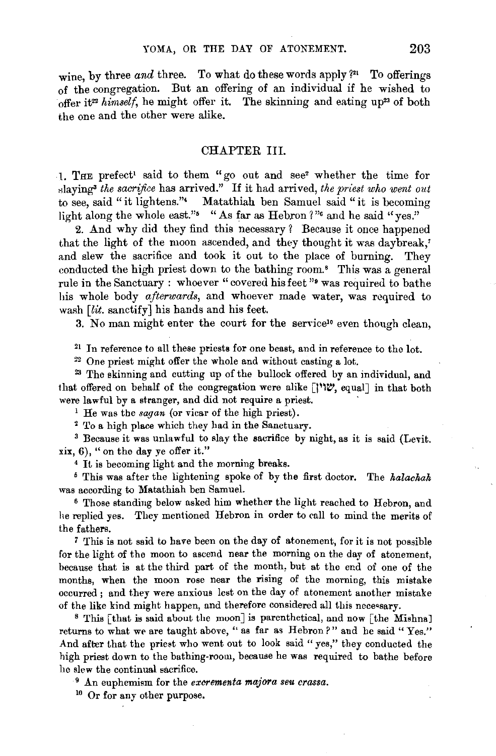wine, by three *and* three. To what do these words apply ?[21] To offerings of the congregation. But an offering of an individual if he wished to offer it[22] *himself*, he might offer it. The skinning and eating up[23] of both the one and the other were alike.

## CHAPTER III.

1. THE prefect[1] said to them "go out and see[2] whether the time for slaying[3] *the sacrifice* has arrived." If it had arrived, *the priest who went out* to see, said "it lightens."[4] Matathiah ben Samuel said "it is becoming light along the whole east."[5] "As far as Hebron ?"[6] and he said "yes."

2. And why did they find this necessary ? Because it once happened that the light of the moon ascended, and they thought it was daybreak,[7] and slew the sacrifice and took it out to the place of burning. They conducted the high priest down to the bathing room.[8] This was a general rule in the Sanctuary : whoever "covered his feet"[9] was required to bathe his whole body *afterwards*, and whoever made water, was required to wash [*lit.* sanctify] his hands and his feet.

3. No man might enter the court for the service[10] even though clean,

[21] In reference to all these priests for one beast, and in reference to the lot.

[22] One priest might offer the whole and without casting a lot.

[23] The skinning and cutting up of the bullock offered by an individual, and that offered on behalf of the congregation were alike [שוין, equal] in that both were lawful by a stranger, and did not require a priest.

[1] He was the *sagan* (or vicar of the high priest).

[2] To a high place which they had in the Sanctuary.

[3] Because it was unlawful to slay the sacrifice by night, as it is said (Levit. xix, 6), "on the day ye offer it."

[4] It is becoming light and the morning breaks.

[5] This was after the lightening spoke of by the first doctor. The *halachah* was according to Matathiah ben Samuel.

[6] Those standing below asked him whether the light reached to Hebron, and he replied yes. They mentioned Hebron in order to call to mind the merits of the fathers.

[7] This is not said to have been on the day of atonement, for it is not possible for the light of the moon to ascend near the morning on the day of atonement, because that is at the third part of the month, but at the end of one of the months, when the moon rose near the rising of the morning, this mistake occurred; and they were anxious lest on the day of atonement another mistake of the like kind might happen, and therefore considered all this necessary.

[8] This [that is said about the moon] is parenthetical, and now [the Mishna] returns to what we are taught above, "as far as Hebron?" and he said "Yes." And after that the priest who went out to look said "yes," they conducted the high priest down to the bathing-room, because he was required to bathe before he slew the continual sacrifice.

[9] An euphemism for the *excrementa majora seu crassa*.

[10] Or for any other purpose.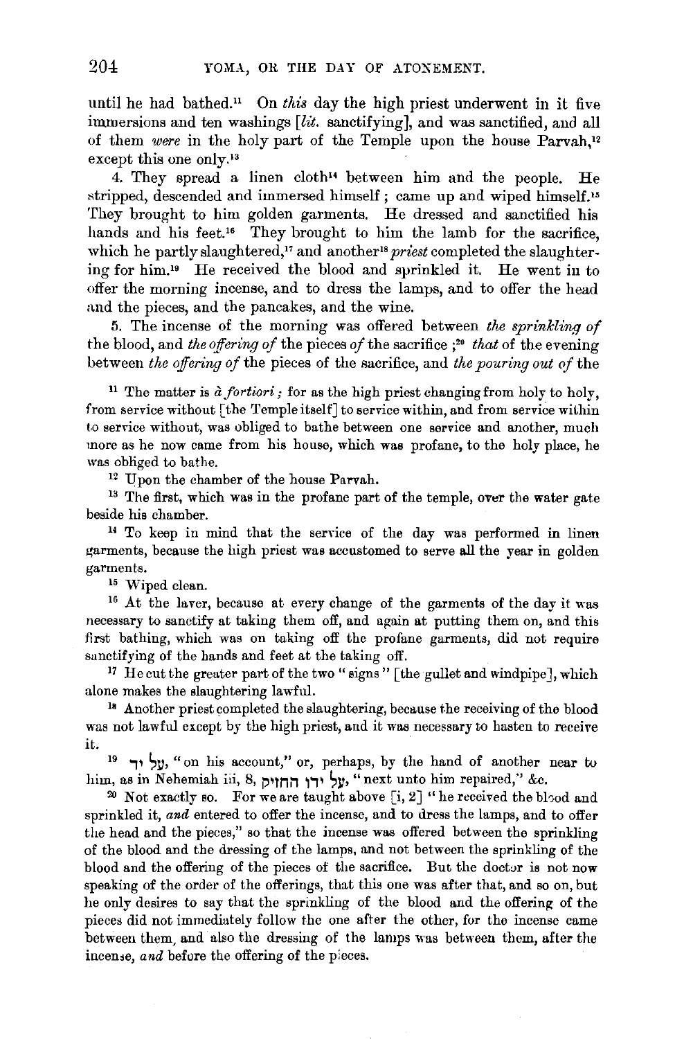until he had bathed.[11] On *this* day the high priest underwent in it five immersions and ten washings [*lit.* sanctifying], and was sanctified, and all of them *were* in the holy part of the Temple upon the house Parvah,[12] except this one only.[13]

4. They spread a linen cloth[14] between him and the people. He stripped, descended and immersed himself; came up and wiped himself.[15] They brought to him golden garments. He dressed and sanctified his hands and his feet.[16] They brought to him the lamb for the sacrifice, which he partly slaughtered,[17] and another[18] *priest* completed the slaughtering for him.[19] He received the blood and sprinkled it. He went in to offer the morning incense, and to dress the lamps, and to offer the head and the pieces, and the pancakes, and the wine.

5. The incense of the morning was offered between *the sprinkling of* the blood, and *the offering of* the pieces *of* the sacrifice;[20] *that* of the evening between *the offering of* the pieces of the sacrifice, and *the pouring out of* the

[11] The matter is *à fortiori*; for as the high priest changing from holy to holy, from service without [the Temple itself] to service within, and from service within to service without, was obliged to bathe between one service and another, much more as he now came from his house, which was profane, to the holy place, he was obliged to bathe.

[12] Upon the chamber of the house Parvah.

[13] The first, which was in the profane part of the temple, over the water gate beside his chamber.

[14] To keep in mind that the service of the day was performed in linen garments, because the high priest was accustomed to serve all the year in golden garments.

[15] Wiped clean.

[16] At the laver, because at every change of the garments of the day it was necessary to sanctify at taking them off, and again at putting them on, and this first bathing, which was on taking off the profane garments, did not require sanctifying of the hands and feet at the taking off.

[17] He cut the greater part of the two "signs" [the gullet and windpipe], which alone makes the slaughtering lawful.

[18] Another priest completed the slaughtering, because the receiving of the blood was not lawful except by the high priest, and it was necessary to hasten to receive it.

[19] על יד, "on his account," or, perhaps, by the hand of another near to him, as in Nehemiah iii, 8, על ידו החזיק, "next unto him repaired," &c.

[20] Not exactly so. For we are taught above [i, 2] "he received the blood and sprinkled it, *and* entered to offer the incense, and to dress the lamps, and to offer the head and the pieces," so that the incense was offered between the sprinkling of the blood and the dressing of the lamps, and not between the sprinkling of the blood and the offering of the pieces of the sacrifice. But the doctor is not now speaking of the order of the offerings, that this one was after that, and so on, but he only desires to say that the sprinkling of the blood and the offering of the pieces did not immediately follow the one after the other, for the incense came between them, and also the dressing of the lamps was between them, after the incense, *and* before the offering of the pieces.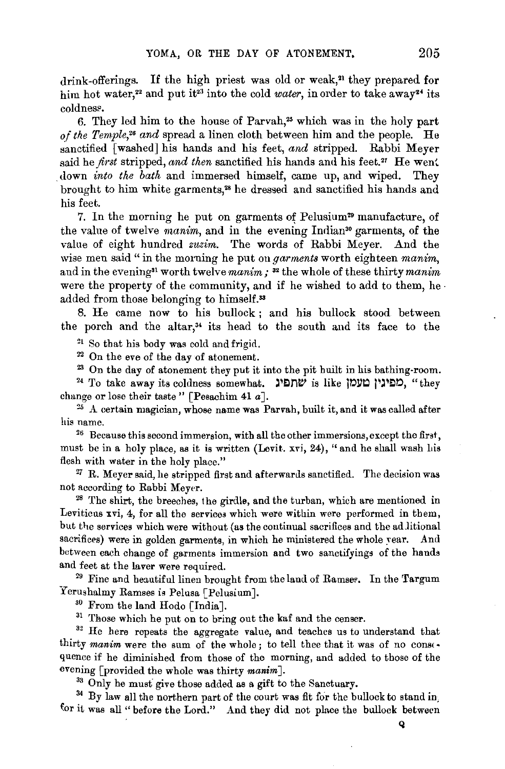drink-offerings. If the high priest was old or weak,[21] they prepared for him hot water,[22] and put it[23] into the cold *water*, in order to take away[24] its coldness.

6. They led him to the house of Parvah,[25] which was in the holy part *of the Temple*,[26] *and* spread a linen cloth between him and the people. He sanctified [washed] his hands and his feet, *and* stripped. Rabbi Meyer said he *first* stripped, *and then* sanctified his hands and his feet.[27] He went down *into the bath* and immersed himself, came up, and wiped. They brought to him white garments,[28] he dressed and sanctified his hands and his feet.

7. In the morning he put on garments of Pelusium[29] manufacture, of the value of twelve *manim*, and in the evening Indian[30] garments, of the value of eight hundred *zuzim*. The words of Rabbi Meyer. And the wise men said "in the morning he put on *garments* worth eighteen *manim*, and in the evening[31] worth twelve *manim*;[32] the whole of these thirty *manim* were the property of the community, and if he wished to add to them, he added from those belonging to himself.[33]

8. He came now to his bullock; and his bullock stood between the porch and the altar,[34] its head to the south and its face to the

[21] So that his body was cold and frigid.

[22] On the eve of the day of atonement.

[23] On the day of atonement they put it into the pit built in his bathing-room.

[24] To take away its coldness somewhat. שתפיג is like מפיגין טעמן, "they change or lose their taste" [Pesachim 41 *a*].

[25] A certain magician, whose name was Parvah, built it, and it was called after his name.

[26] Because this second immersion, with all the other immersions, except the first, must be in a holy place, as it is written (Levit. xvi, 24), "and he shall wash his flesh with water in the holy place."

[27] R. Meyer said, he stripped first and afterwards sanctified. The decision was not according to Rabbi Meyer.

[28] The shirt, the breeches, the girdle, and the turban, which are mentioned in Leviticus xvi, 4, for all the services which were within were performed in them, but the services which were without (as the continual sacrifices and the additional sacrifices) were in golden garments, in which he ministered the whole year. And between each change of garments immersion and two sanctifyings of the hands and feet at the laver were required.

[29] Fine and beautiful linen brought from the land of Ramses. In the Targum Yerushalmy Ramses is Pelusa [Pelusium].

[30] From the land Hodo [India].

[31] Those which he put on to bring out the kaf and the censer.

[32] He here repeats the aggregate value, and teaches us to understand that thirty *manim* were the sum of the whole; to tell thee that it was of no consequence if he diminished from those of the morning, and added to those of the evening [provided the whole was thirty *manim*].

[33] Only he must give those added as a gift to the Sanctuary.

[34] By law all the northern part of the court was fit for the bullock to stand in, for it was all "before the Lord." And they did not place the bullock between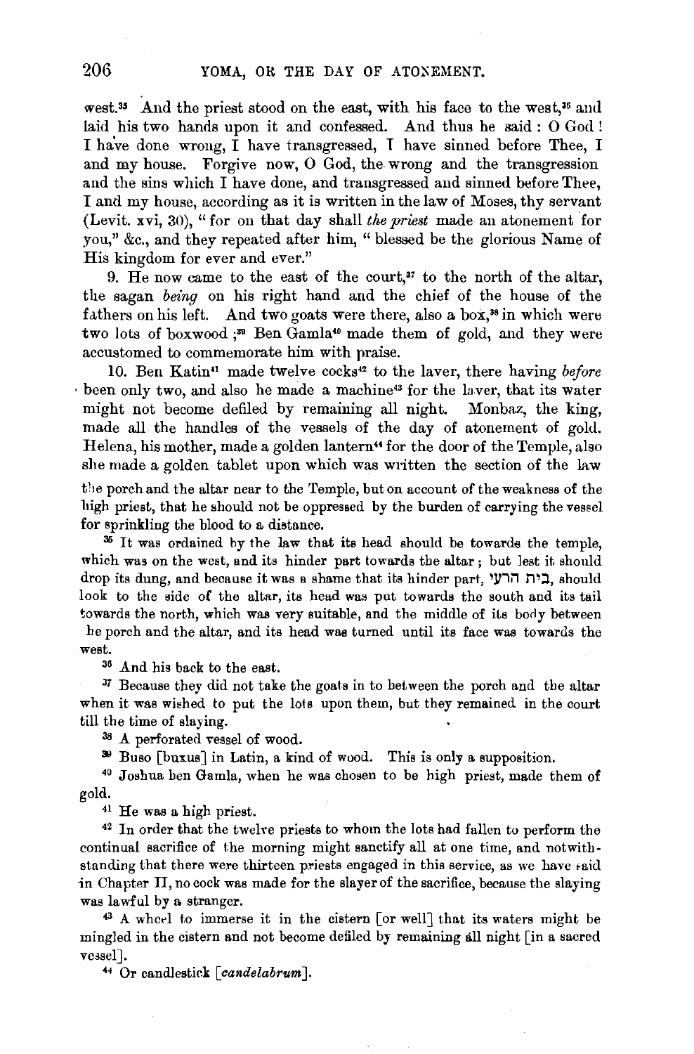west.[35] And the priest stood on the east, with his face to the west,[36] and laid his two hands upon it and confessed. And thus he said: O God! I have done wrong, I have transgressed, I have sinned before Thee, I and my house. Forgive now, O God, the wrong and the transgression and the sins which I have done, and transgressed and sinned before Thee, I and my house, according as it is written in the law of Moses, thy servant (Levit. xvi, 30), "for on that day shall *the priest* made an atonement for you," &c., and they repeated after him, "blessed be the glorious Name of His kingdom for ever and ever."

9. He now came to the east of the court,[37] to the north of the altar, the sagan *being* on his right hand and the chief of the house of the fathers on his left. And two goats were there, also a box,[38] in which were two lots of boxwood;[39] Ben Gamla[40] made them of gold, and they were accustomed to commemorate him with praise.

10. Ben Katin[41] made twelve cocks[42] to the laver, there having *before* been only two, and also he made a machine[43] for the laver, that its water might not become defiled by remaining all night. Monbaz, the king, made all the handles of the vessels of the day of atonement of gold. Helena, his mother, made a golden lantern[44] for the door of the Temple, also she made a golden tablet upon which was written the section of the law

the porch and the altar near to the Temple, but on account of the weakness of the high priest, that he should not be oppressed by the burden of carrying the vessel for sprinkling the blood to a distance.

[35] It was ordained by the law that its head should be towards the temple, which was on the west, and its hinder part towards the altar; but lest it should drop its dung, and because it was a shame that its hinder part, בית הרעי, should look to the side of the altar, its head was put towards the south and its tail towards the north, which was very suitable, and the middle of its body between the porch and the altar, and its head was turned until its face was towards the west.

[36] And his back to the east.

[37] Because they did not take the goats in to between the porch and the altar when it was wished to put the lots upon them, but they remained in the court till the time of slaying.

[38] A perforated vessel of wood.

[39] Buso [buxus] in Latin, a kind of wood. This is only a supposition.

[40] Joshua ben Gamla, when he was chosen to be high priest, made them of gold.

[41] He was a high priest.

[42] In order that the twelve priests to whom the lots had fallen to perform the continual sacrifice of the morning might sanctify all at one time, and notwithstanding that there were thirteen priests engaged in this service, as we have said in Chapter II, no cock was made for the slayer of the sacrifice, because the slaying was lawful by a stranger.

[43] A wheel to immerse it in the cistern [or well] that its waters might be mingled in the cistern and not become defiled by remaining all night [in a sacred vessel].

[44] Or candlestick [*candelabrum*].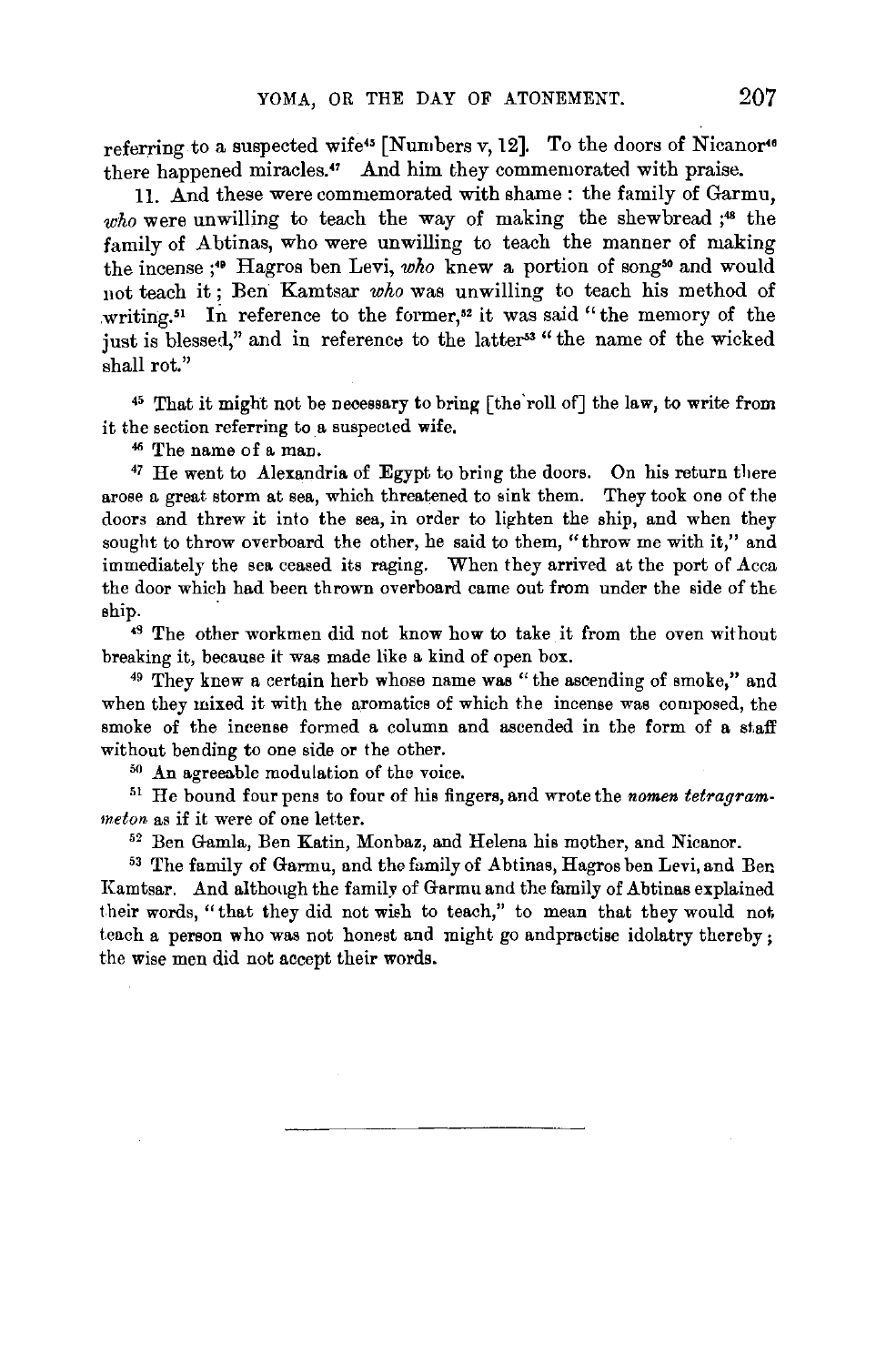referring to a suspected wife[45] [Numbers v, 12]. To the doors of Nicanor[46] there happened miracles.[47] And him they commemorated with praise.

11. And these were commemorated with shame: the family of Garmu, *who* were unwilling to teach the way of making the shewbread;[48] the family of Abtinas, who were unwilling to teach the manner of making the incense;[49] Hagros ben Levi, *who* knew a portion of song[50] and would not teach it; Ben Kamtsar *who* was unwilling to teach his method of writing.[51] In reference to the former,[52] it was said "the memory of the just is blessed," and in reference to the latter[53] "the name of the wicked shall rot."

[45] That it might not be necessary to bring [the roll of] the law, to write from it the section referring to a suspected wife.

[46] The name of a man.

[47] He went to Alexandria of Egypt to bring the doors. On his return there arose a great storm at sea, which threatened to sink them. They took one of the doors and threw it into the sea, in order to lighten the ship, and when they sought to throw overboard the other, he said to them, "throw me with it," and immediately the sea ceased its raging. When they arrived at the port of Acca the door which had been thrown overboard came out from under the side of the ship.

[48] The other workmen did not know how to take it from the oven without breaking it, because it was made like a kind of open box.

[49] They knew a certain herb whose name was "the ascending of smoke," and when they mixed it with the aromatics of which the incense was composed, the smoke of the incense formed a column and ascended in the form of a staff without bending to one side or the other.

[50] An agreeable modulation of the voice.

[51] He bound four pens to four of his fingers, and wrote the *nomen tetragrammeton* as if it were of one letter.

[52] Ben Gamla, Ben Katin, Monbaz, and Helena his mother, and Nicanor.

[53] The family of Garmu, and the family of Abtinas, Hagros ben Levi, and Ben Kamtsar. And although the family of Garmu and the family of Abtinas explained their words, "that they did not wish to teach," to mean that they would not teach a person who was not honest and might go andpractise idolatry thereby; the wise men did not accept their words.